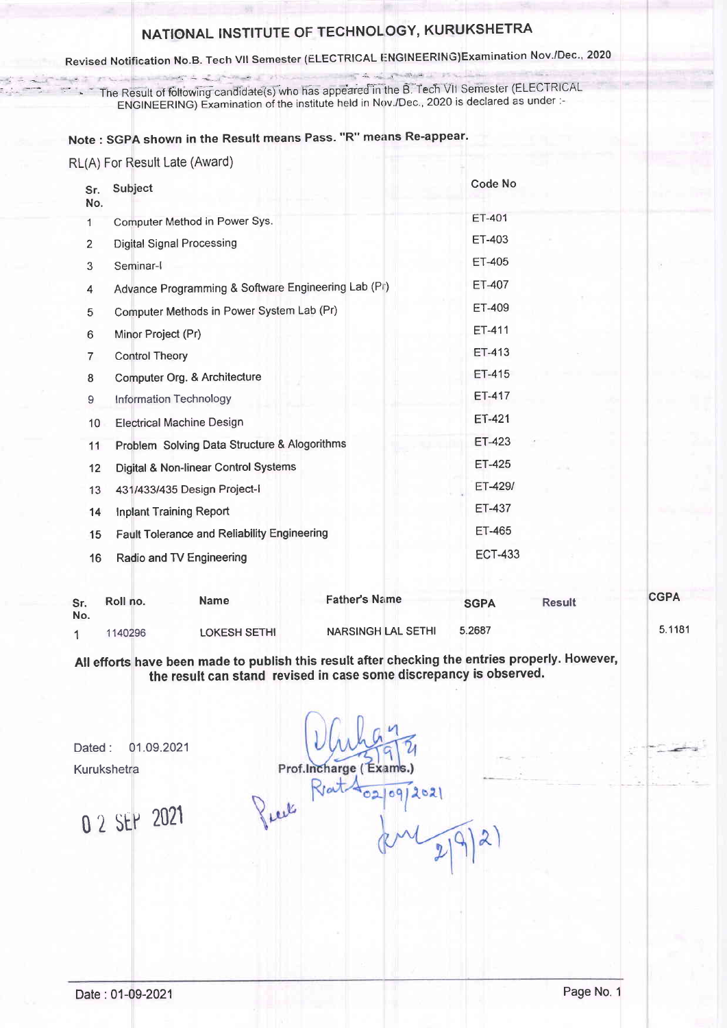# NATIONAL INSTITUTE OF TECHNOLOGY, KURUKSHETRA

Revised Notification No.B. Tech VII Semester (ELECTRICAL ENGINEERING)Examination Nov./Dec., 2020

The Result of following candidate(s) who has appeared in the B. Tech VII Semester (ELECTRICAL ENGINEERING) Examination of the institute held in Nov./Dec., 2020 is declared as under :-

**Note : SGPA shown in the Result means Pass. "R" means Re-appear.**

RL(A) For Result Late (Award)

| Sr. No. | Subject | Code No |
|---|---|---|
| 1 | Computer Method in Power Sys. | ET-401 |
| 2 | Digital Signal Processing | ET-403 |
| 3 | Seminar-I | ET-405 |
| 4 | Advance Programming & Software Engineering Lab (Pr) | ET-407 |
| 5 | Computer Methods in Power System Lab (Pr) | ET-409 |
| 6 | Minor Project (Pr) | ET-411 |
| 7 | Control Theory | ET-413 |
| 8 | Computer Org. & Architecture | ET-415 |
| 9 | Information Technology | ET-417 |
| 10 | Electrical Machine Design | ET-421 |
| 11 | Problem Solving Data Structure & Alogorithms | ET-423 |
| 12 | Digital & Non-linear Control Systems | ET-425 |
| 13 | 431/433/435 Design Project-I | ET-429/ |
| 14 | Inplant Training Report | ET-437 |
| 15 | Fault Tolerance and Reliability Engineering | ET-465 |
| 16 | Radio and TV Engineering | ECT-433 |

| Sr. No. | Roll no. | Name | Father's Name | SGPA | Result | CGPA |
|---|---|---|---|---|---|---|
| 1 | 1140296 | LOKESH SETHI | NARSINGH LAL SETHI | 5.2687 | | 5.1181 |

**All efforts have been made to publish this result after checking the entries properly. However, the result can stand revised in case some discrepancy is observed.**

Dated : 01.09.2021

Kurukshetra

Prof.Incharge ( Exams.)

02 SEP 2021

Date : 01-09-2021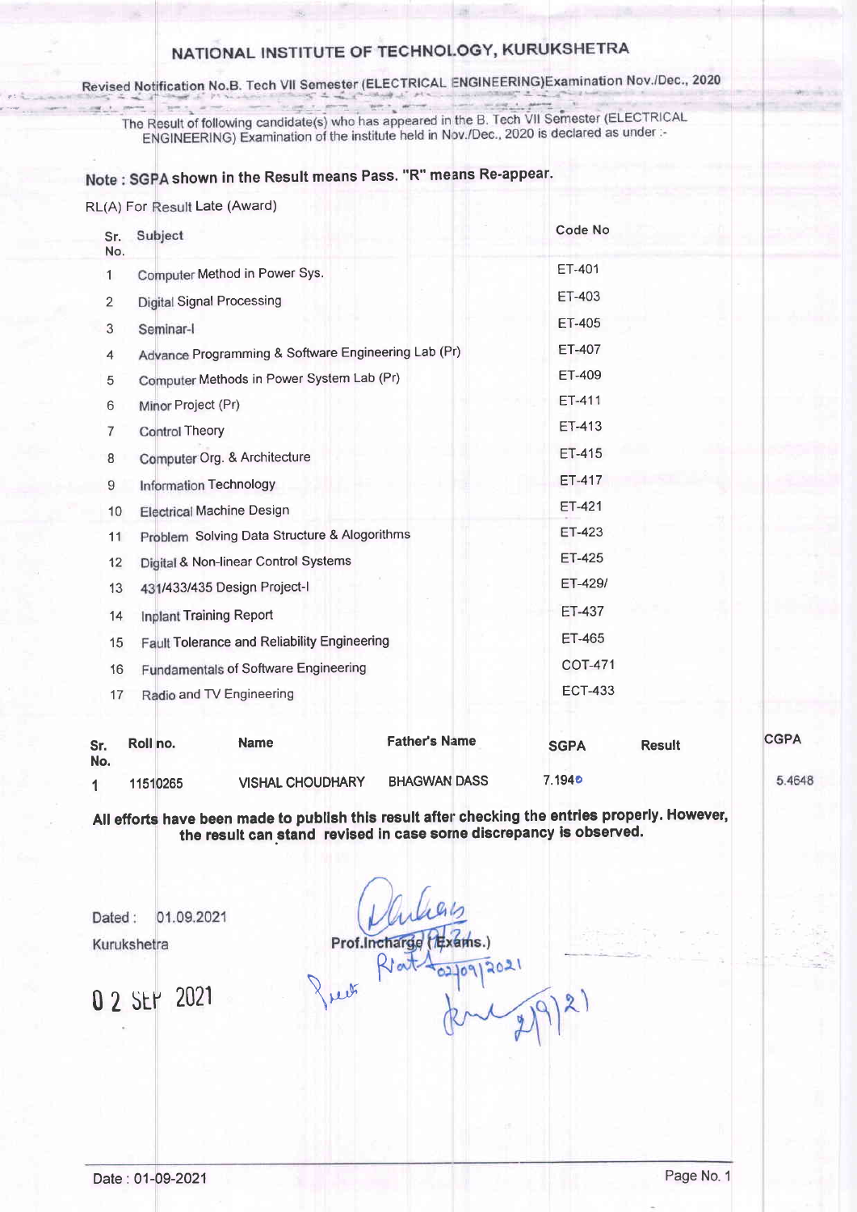# NATIONAL INSTITUTE OF TECHNOLOGY, KURUKSHETRA

Revised Notification No.B. Tech VII Semester (ELECTRICAL ENGINEERING)Examination Nov./Dec., 2020

The Result of following candidate(s) who has appeared in the B. Tech VII Semester (ELECTRICAL ENGINEERING) Examination of the institute held in Nov./Dec., 2020 is declared as under :-

**Note : SGPA shown in the Result means Pass. "R" means Re-appear.**

RL(A) For Result Late (Award)

| Sr. No. | Subject | Code No |
|---|---|---|
| 1 | Computer Method in Power Sys. | ET-401 |
| 2 | Digital Signal Processing | ET-403 |
| 3 | Seminar-I | ET-405 |
| 4 | Advance Programming & Software Engineering Lab (Pr) | ET-407 |
| 5 | Computer Methods in Power System Lab (Pr) | ET-409 |
| 6 | Minor Project (Pr) | ET-411 |
| 7 | Control Theory | ET-413 |
| 8 | Computer Org. & Architecture | ET-415 |
| 9 | Information Technology | ET-417 |
| 10 | Electrical Machine Design | ET-421 |
| 11 | Problem Solving Data Structure & Alogorithms | ET-423 |
| 12 | Digital & Non-linear Control Systems | ET-425 |
| 13 | 431/433/435 Design Project-I | ET-429/ |
| 14 | Inplant Training Report | ET-437 |
| 15 | Fault Tolerance and Reliability Engineering | ET-465 |
| 16 | Fundamentals of Software Engineering | COT-471 |
| 17 | Radio and TV Engineering | ECT-433 |

| Sr. No. | Roll no. | Name | Father's Name | SGPA | Result | CGPA |
|---|---|---|---|---|---|---|
| 1 | 11510265 | VISHAL CHOUDHARY | BHAGWAN DASS | 7.1940 | | 5.4648 |

**All efforts have been made to publish this result after checking the entries properly. However, the result can stand revised in case some discrepancy is observed.**

Dated : 01.09.2021

Kurukshetra

02 SEP 2021

Prof.Incharge (Exams.)

Date : 01-09-2021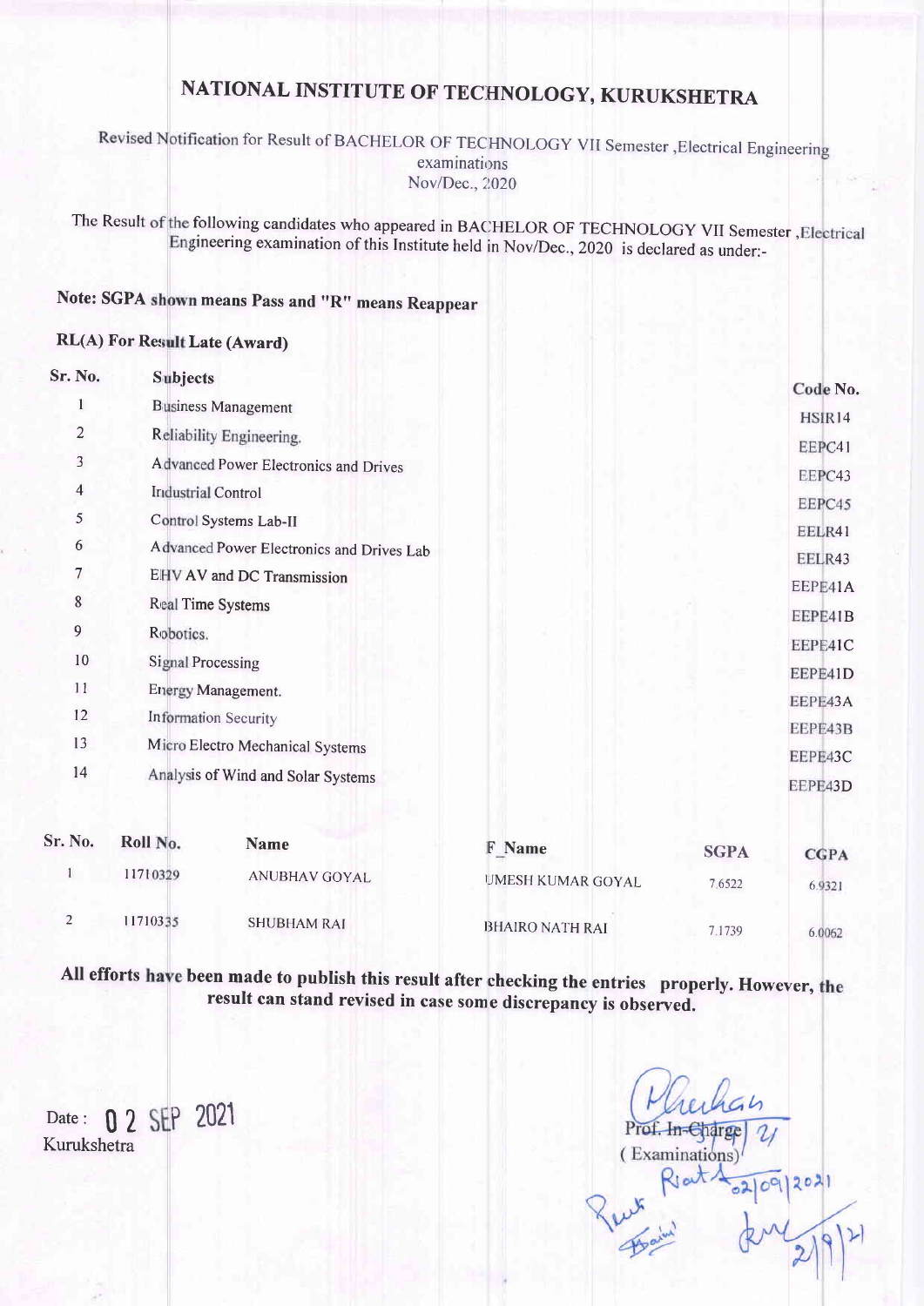# NATIONAL INSTITUTE OF TECHNOLOGY, KURUKSHETRA

Revised Notification for Result of BACHELOR OF TECHNOLOGY VII Semester ,Electrical Engineering examinations
Nov/Dec., 2020

The Result of the following candidates who appeared in BACHELOR OF TECHNOLOGY VII Semester ,Electrical Engineering examination of this Institute held in Nov/Dec., 2020 is declared as under:-

**Note: SGPA shown means Pass and "R" means Reappear**

**RL(A) For Result Late (Award)**

| Sr. No. | Subjects | Code No. |
|---|---|---|
| 1 | Business Management | HSIR14 |
| 2 | Reliability Engineering. | EEPC41 |
| 3 | Advanced Power Electronics and Drives | EEPC43 |
| 4 | Industrial Control | EEPC45 |
| 5 | Control Systems Lab-II | EELR41 |
| 6 | Advanced Power Electronics and Drives Lab | EELR43 |
| 7 | EHV AV and DC Transmission | EEPE41A |
| 8 | Real Time Systems | EEPE41B |
| 9 | Robotics. | EEPE41C |
| 10 | Signal Processing | EEPE41D |
| 11 | Energy Management. | EEPE43A |
| 12 | Information Security | EEPE43B |
| 13 | Micro Electro Mechanical Systems | EEPE43C |
| 14 | Analysis of Wind and Solar Systems | EEPE43D |

| Sr. No. | Roll No. | Name | F_Name | SGPA | CGPA |
|---|---|---|---|---|---|
| 1 | 11710329 | ANUBHAV GOYAL | UMESH KUMAR GOYAL | 7.6522 | 6.9321 |
| 2 | 11710335 | SHUBHAM RAI | BHAIRO NATH RAI | 7.1739 | 6.0062 |

**All efforts have been made to publish this result after checking the entries properly. However, the result can stand revised in case some discrepancy is observed.**

Date : 02 SEP 2021
Kurukshetra

Prof. In-Charge
( Examinations)